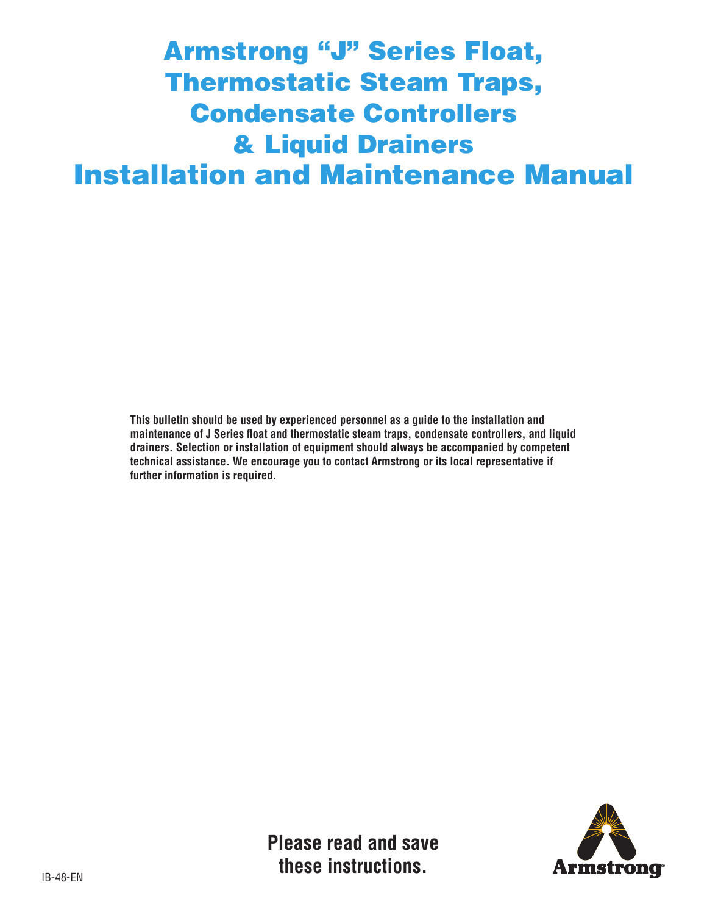# Armstrong "J" Series Float, Thermostatic Steam Traps, Condensate Controllers & Liquid Drainers Installation and Maintenance Manual

**This bulletin should be used by experienced personnel as a guide to the installation and maintenance of J Series float and thermostatic steam traps, condensate controllers, and liquid drainers. Selection or installation of equipment should always be accompanied by competent technical assistance. We encourage you to contact Armstrong or its local representative if further information is required.**

**Please read and save these instructions.**

IB-48-EN

Armstrong®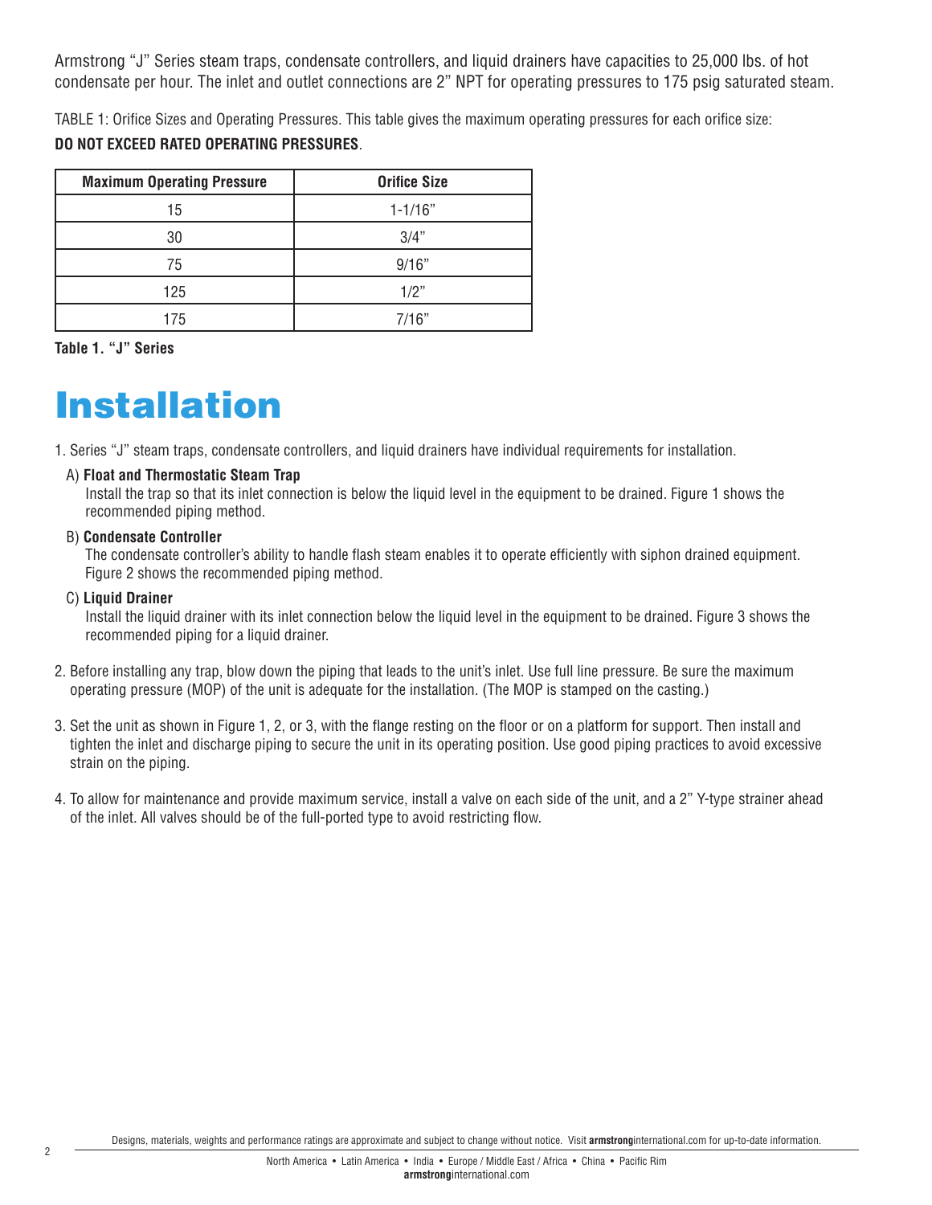Armstrong “J” Series steam traps, condensate controllers, and liquid drainers have capacities to 25,000 lbs. of hot condensate per hour. The inlet and outlet connections are 2” NPT for operating pressures to 175 psig saturated steam.

TABLE 1: Orifice Sizes and Operating Pressures. This table gives the maximum operating pressures for each orifice size:
**DO NOT EXCEED RATED OPERATING PRESSURES**.

| Maximum Operating Pressure | Orifice Size |
| --- | --- |
| 15 | 1-1/16” |
| 30 | 3/4” |
| 75 | 9/16” |
| 125 | 1/2” |
| 175 | 7/16” |

**Table 1. “J” Series**

# Installation

1. Series “J” steam traps, condensate controllers, and liquid drainers have individual requirements for installation.

   A) **Float and Thermostatic Steam Trap**
   Install the trap so that its inlet connection is below the liquid level in the equipment to be drained. Figure 1 shows the recommended piping method.

   B) **Condensate Controller**
   The condensate controller’s ability to handle flash steam enables it to operate efficiently with siphon drained equipment. Figure 2 shows the recommended piping method.

   C) **Liquid Drainer**
   Install the liquid drainer with its inlet connection below the liquid level in the equipment to be drained. Figure 3 shows the recommended piping for a liquid drainer.

2. Before installing any trap, blow down the piping that leads to the unit’s inlet. Use full line pressure. Be sure the maximum operating pressure (MOP) of the unit is adequate for the installation. (The MOP is stamped on the casting.)

3. Set the unit as shown in Figure 1, 2, or 3, with the flange resting on the floor or on a platform for support. Then install and tighten the inlet and discharge piping to secure the unit in its operating position. Use good piping practices to avoid excessive strain on the piping.

4. To allow for maintenance and provide maximum service, install a valve on each side of the unit, and a 2” Y-type strainer ahead of the inlet. All valves should be of the full-ported type to avoid restricting flow.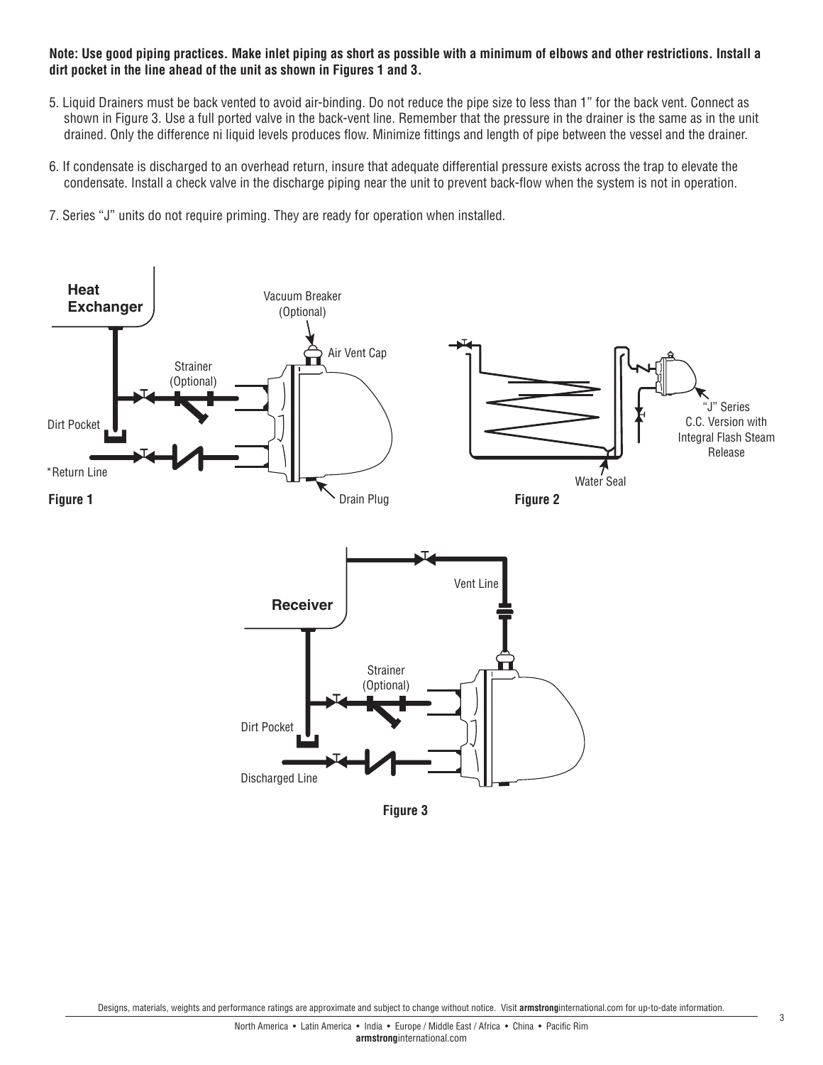**Note: Use good piping practices. Make inlet piping as short as possible with a minimum of elbows and other restrictions. Install a dirt pocket in the line ahead of the unit as shown in Figures 1 and 3.**

5. Liquid Drainers must be back vented to avoid air-binding. Do not reduce the pipe size to less than 1" for the back vent. Connect as shown in Figure 3. Use a full ported valve in the back-vent line. Remember that the pressure in the drainer is the same as in the unit drained. Only the difference ni liquid levels produces flow. Minimize fittings and length of pipe between the vessel and the drainer.

6. If condensate is discharged to an overhead return, insure that adequate differential pressure exists across the trap to elevate the condensate. Install a check valve in the discharge piping near the unit to prevent back-flow when the system is not in operation.

7. Series "J" units do not require priming. They are ready for operation when installed.

Heat Exchanger

Vacuum Breaker (Optional)

Air Vent Cap

Strainer (Optional)

Dirt Pocket

*Return Line

Drain Plug

**Figure 1**

"J" Series C.C. Version with Integral Flash Steam Release

Water Seal

**Figure 2**

Receiver

Vent Line

Strainer (Optional)

Dirt Pocket

Discharged Line

**Figure 3**

Designs, materials, weights and performance ratings are approximate and subject to change without notice. Visit **armstrong**international.com for up-to-date information.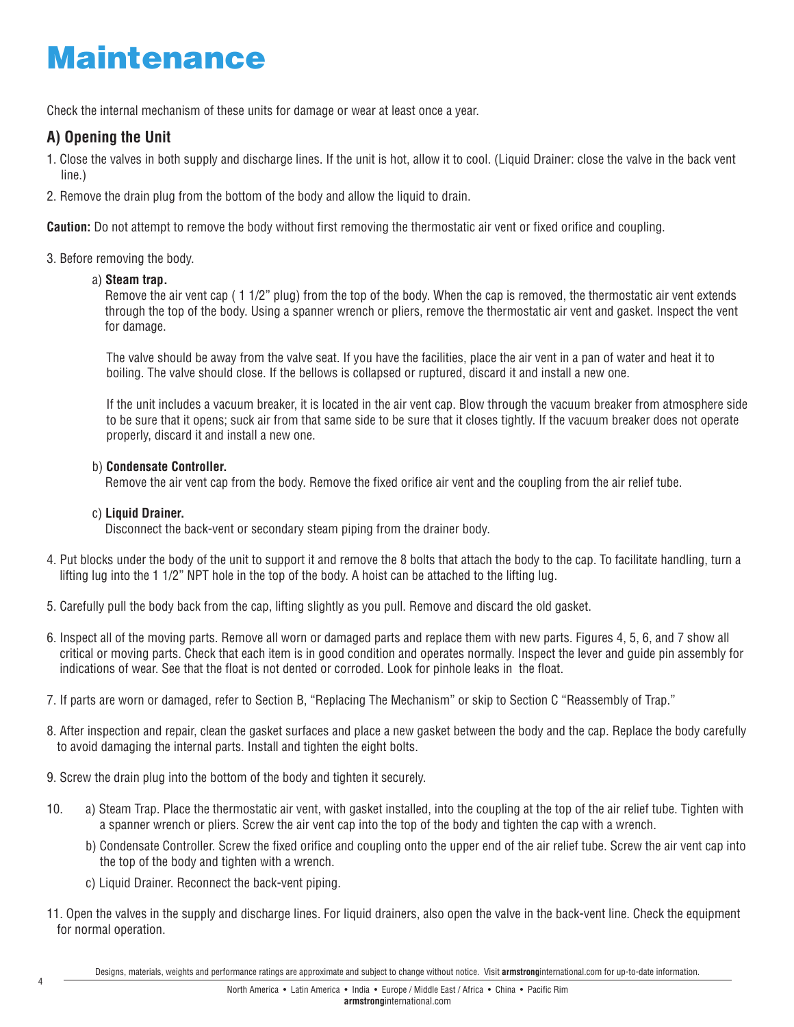# Maintenance

Check the internal mechanism of these units for damage or wear at least once a year.

## A) Opening the Unit

1. Close the valves in both supply and discharge lines. If the unit is hot, allow it to cool. (Liquid Drainer: close the valve in the back vent line.)
2. Remove the drain plug from the bottom of the body and allow the liquid to drain.

**Caution:** Do not attempt to remove the body without first removing the thermostatic air vent or fixed orifice and coupling.

3. Before removing the body.

   a) **Steam trap.**
   Remove the air vent cap ( 1 1/2" plug) from the top of the body. When the cap is removed, the thermostatic air vent extends through the top of the body. Using a spanner wrench or pliers, remove the thermostatic air vent and gasket. Inspect the vent for damage.

   The valve should be away from the valve seat. If you have the facilities, place the air vent in a pan of water and heat it to boiling. The valve should close. If the bellows is collapsed or ruptured, discard it and install a new one.

   If the unit includes a vacuum breaker, it is located in the air vent cap. Blow through the vacuum breaker from atmosphere side to be sure that it opens; suck air from that same side to be sure that it closes tightly. If the vacuum breaker does not operate properly, discard it and install a new one.

   b) **Condensate Controller.**
   Remove the air vent cap from the body. Remove the fixed orifice air vent and the coupling from the air relief tube.

   c) **Liquid Drainer.**
   Disconnect the back-vent or secondary steam piping from the drainer body.

4. Put blocks under the body of the unit to support it and remove the 8 bolts that attach the body to the cap. To facilitate handling, turn a lifting lug into the 1 1/2" NPT hole in the top of the body. A hoist can be attached to the lifting lug.

5. Carefully pull the body back from the cap, lifting slightly as you pull. Remove and discard the old gasket.

6. Inspect all of the moving parts. Remove all worn or damaged parts and replace them with new parts. Figures 4, 5, 6, and 7 show all critical or moving parts. Check that each item is in good condition and operates normally. Inspect the lever and guide pin assembly for indications of wear. See that the float is not dented or corroded. Look for pinhole leaks in the float.

7. If parts are worn or damaged, refer to Section B, "Replacing The Mechanism" or skip to Section C "Reassembly of Trap."

8. After inspection and repair, clean the gasket surfaces and place a new gasket between the body and the cap. Replace the body carefully to avoid damaging the internal parts. Install and tighten the eight bolts.

9. Screw the drain plug into the bottom of the body and tighten it securely.

10. a) Steam Trap. Place the thermostatic air vent, with gasket installed, into the coupling at the top of the air relief tube. Tighten with a spanner wrench or pliers. Screw the air vent cap into the top of the body and tighten the cap with a wrench.

    b) Condensate Controller. Screw the fixed orifice and coupling onto the upper end of the air relief tube. Screw the air vent cap into the top of the body and tighten with a wrench.

    c) Liquid Drainer. Reconnect the back-vent piping.

11. Open the valves in the supply and discharge lines. For liquid drainers, also open the valve in the back-vent line. Check the equipment for normal operation.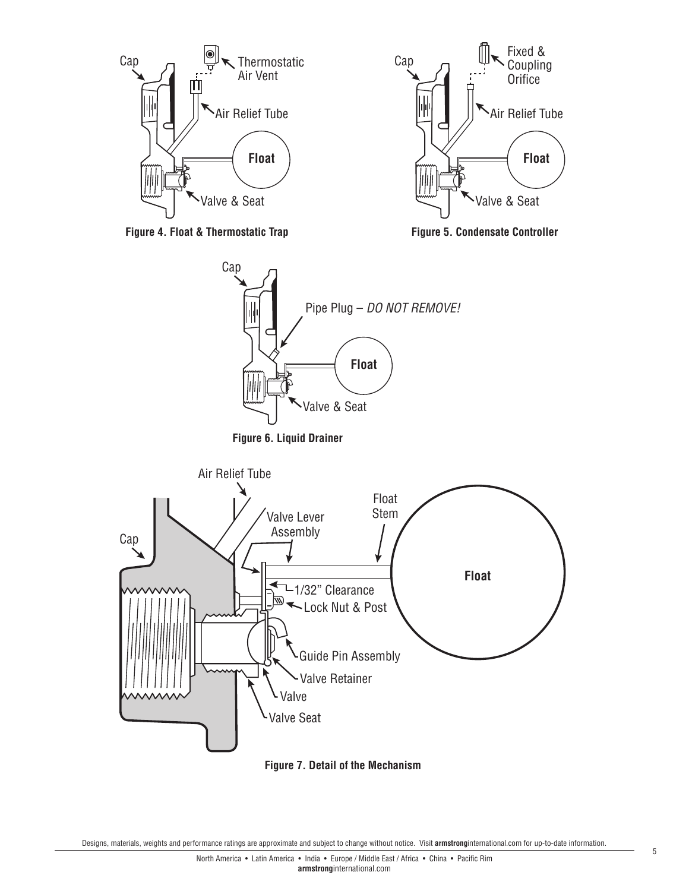Cap

Thermostatic Air Vent

Air Relief Tube

Float

Valve & Seat

**Figure 4. Float & Thermostatic Trap**

Cap

Fixed & Coupling Orifice

Air Relief Tube

Float

Valve & Seat

**Figure 5. Condensate Controller**

Cap

Pipe Plug – *DO NOT REMOVE!*

Float

Valve & Seat

**Figure 6. Liquid Drainer**

Air Relief Tube

Cap

Valve Lever Assembly

Float Stem

Float

1/32" Clearance

Lock Nut & Post

Guide Pin Assembly

Valve Retainer

Valve

Valve Seat

**Figure 7. Detail of the Mechanism**

Designs, materials, weights and performance ratings are approximate and subject to change without notice. Visit **armstrong**international.com for up-to-date information.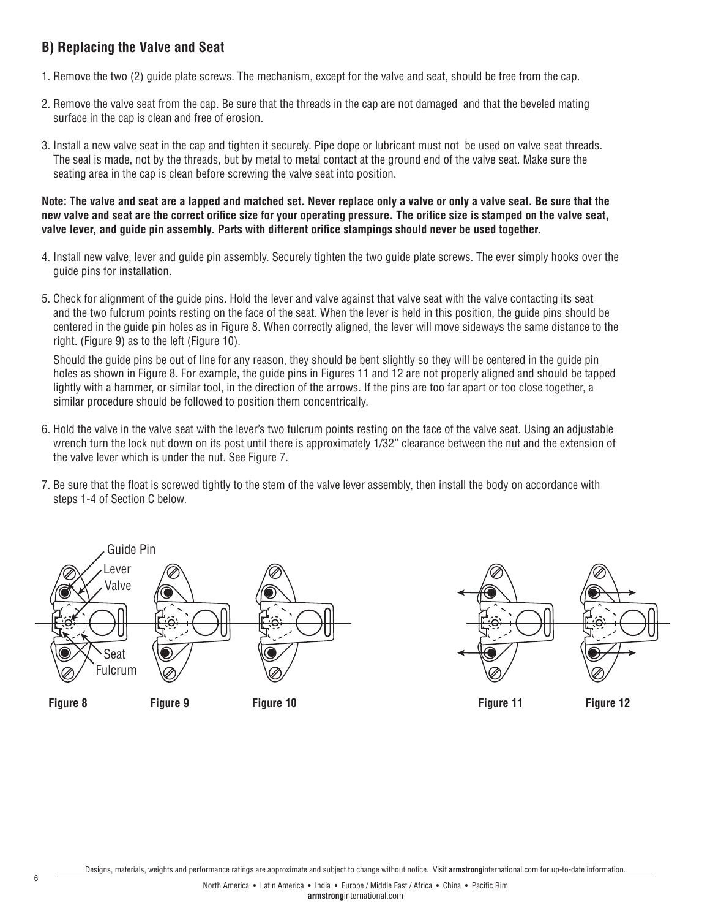## B) Replacing the Valve and Seat

1. Remove the two (2) guide plate screws. The mechanism, except for the valve and seat, should be free from the cap.

2. Remove the valve seat from the cap. Be sure that the threads in the cap are not damaged and that the beveled mating surface in the cap is clean and free of erosion.

3. Install a new valve seat in the cap and tighten it securely. Pipe dope or lubricant must not be used on valve seat threads. The seal is made, not by the threads, but by metal to metal contact at the ground end of the valve seat. Make sure the seating area in the cap is clean before screwing the valve seat into position.

**Note: The valve and seat are a lapped and matched set. Never replace only a valve or only a valve seat. Be sure that the new valve and seat are the correct orifice size for your operating pressure. The orifice size is stamped on the valve seat, valve lever, and guide pin assembly. Parts with different orifice stampings should never be used together.**

4. Install new valve, lever and guide pin assembly. Securely tighten the two guide plate screws. The ever simply hooks over the guide pins for installation.

5. Check for alignment of the guide pins. Hold the lever and valve against that valve seat with the valve contacting its seat and the two fulcrum points resting on the face of the seat. When the lever is held in this position, the guide pins should be centered in the guide pin holes as in Figure 8. When correctly aligned, the lever will move sideways the same distance to the right. (Figure 9) as to the left (Figure 10).

   Should the guide pins be out of line for any reason, they should be bent slightly so they will be centered in the guide pin holes as shown in Figure 8. For example, the guide pins in Figures 11 and 12 are not properly aligned and should be tapped lightly with a hammer, or similar tool, in the direction of the arrows. If the pins are too far apart or too close together, a similar procedure should be followed to position them concentrically.

6. Hold the valve in the valve seat with the lever's two fulcrum points resting on the face of the valve seat. Using an adjustable wrench turn the lock nut down on its post until there is approximately 1/32" clearance between the nut and the extension of the valve lever which is under the nut. See Figure 7.

7. Be sure that the float is screwed tightly to the stem of the valve lever assembly, then install the body on accordance with steps 1-4 of Section C below.

Guide Pin
Lever
Valve
Seat
Fulcrum

**Figure 8** **Figure 9** **Figure 10** **Figure 11** **Figure 12**

Designs, materials, weights and performance ratings are approximate and subject to change without notice. Visit **armstrong**international.com for up-to-date information.

North America • Latin America • India • Europe / Middle East / Africa • China • Pacific Rim
**armstrong**international.com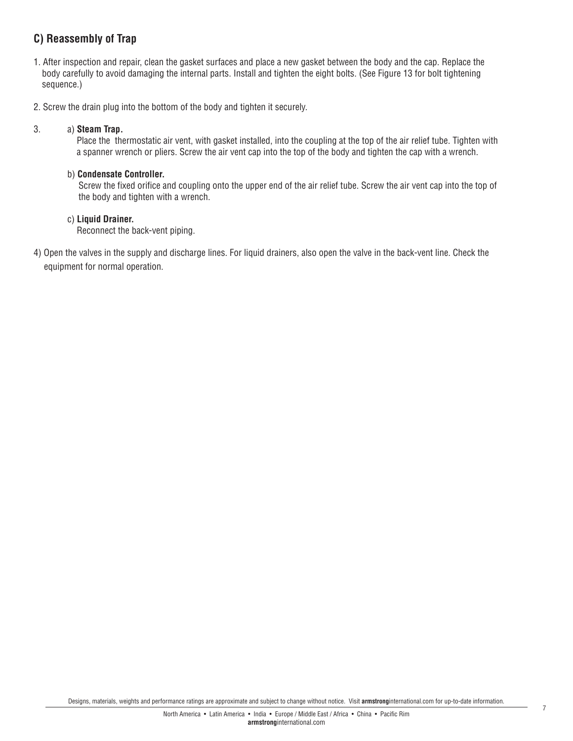## C) Reassembly of Trap

1. After inspection and repair, clean the gasket surfaces and place a new gasket between the body and the cap. Replace the body carefully to avoid damaging the internal parts. Install and tighten the eight bolts. (See Figure 13 for bolt tightening sequence.)

2. Screw the drain plug into the bottom of the body and tighten it securely.

3. a) **Steam Trap.**
   Place the thermostatic air vent, with gasket installed, into the coupling at the top of the air relief tube. Tighten with a spanner wrench or pliers. Screw the air vent cap into the top of the body and tighten the cap with a wrench.

   b) **Condensate Controller.**
   Screw the fixed orifice and coupling onto the upper end of the air relief tube. Screw the air vent cap into the top of the body and tighten with a wrench.

   c) **Liquid Drainer.**
   Reconnect the back-vent piping.

4) Open the valves in the supply and discharge lines. For liquid drainers, also open the valve in the back-vent line. Check the equipment for normal operation.

Designs, materials, weights and performance ratings are approximate and subject to change without notice. Visit **armstrong**international.com for up-to-date information.

North America • Latin America • India • Europe / Middle East / Africa • China • Pacific Rim
**armstrong**international.com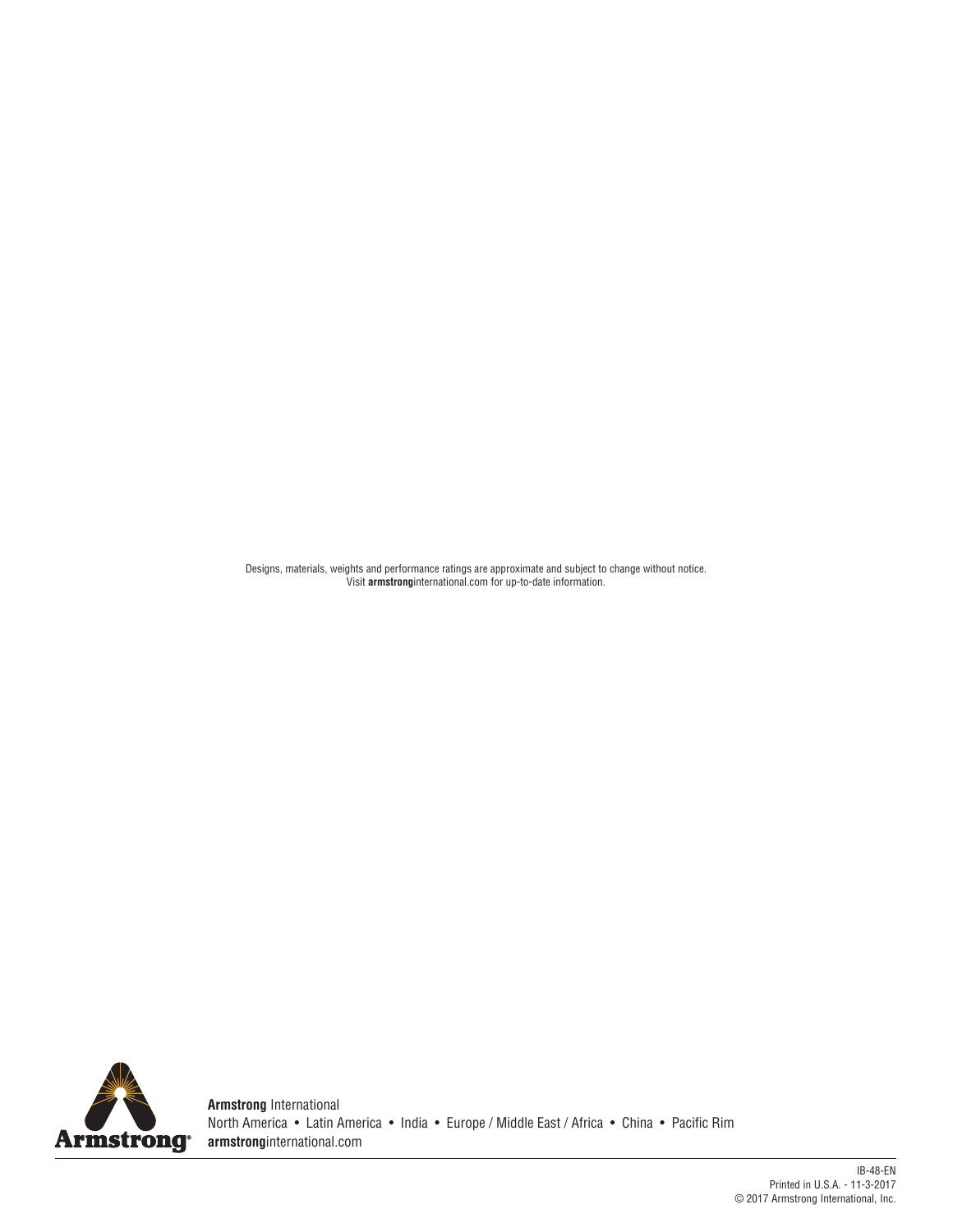Designs, materials, weights and performance ratings are approximate and subject to change without notice.
Visit **armstrong**international.com for up-to-date information.

**Armstrong** International
North America • Latin America • India • Europe / Middle East / Africa • China • Pacific Rim
**armstrong**international.com

IB-48-EN
Printed in U.S.A. - 11-3-2017
© 2017 Armstrong International, Inc.